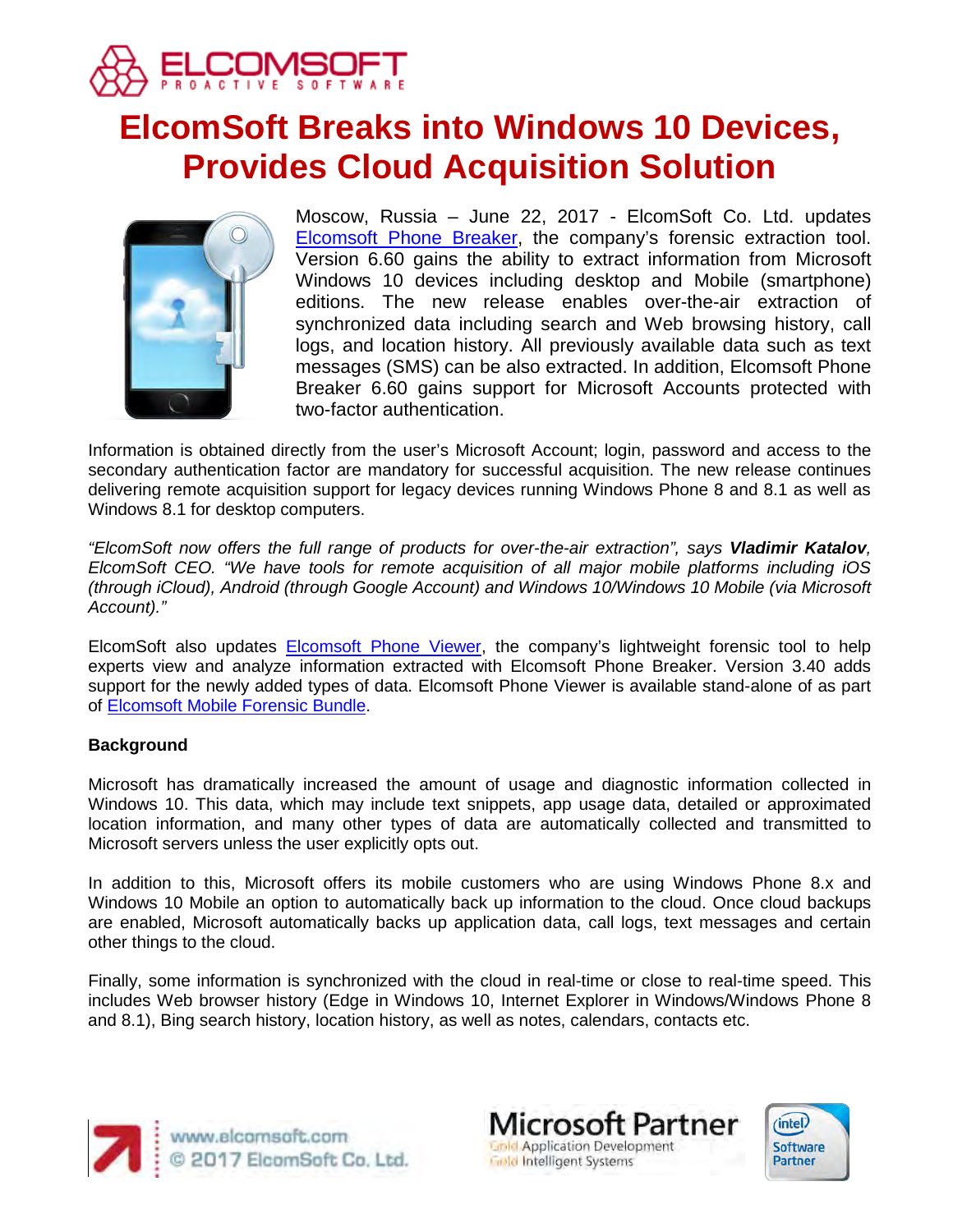# ElcomSoft Breaks into Windows 10 Devices, Provides Cloud Acquisition Solution

Moscow, Russia – June 22, 2017 - ElcomSoft Co. Ltd. updates Elcomsoft Phone Breaker, the company's forensic extraction tool. Version 6.60 gains the ability to extract information from Microsoft Windows 10 devices including desktop and Mobile (smartphone) editions. The new release enables over-the-air extraction of synchronized data including search and Web browsing history, call logs, and location history. All previously available data such as text messages (SMS) can be also extracted. In addition, Elcomsoft Phone Breaker 6.60 gains support for Microsoft Accounts protected with two-factor authentication.

Information is obtained directly from the user's Microsoft Account; login, password and access to the secondary authentication factor are mandatory for successful acquisition. The new release continues delivering remote acquisition support for legacy devices running Windows Phone 8 and 8.1 as well as Windows 8.1 for desktop computers.

*"ElcomSoft now offers the full range of products for over-the-air extraction", says **Vladimir Katalov**, ElcomSoft CEO. "We have tools for remote acquisition of all major mobile platforms including iOS (through iCloud), Android (through Google Account) and Windows 10/Windows 10 Mobile (via Microsoft Account)."*

ElcomSoft also updates Elcomsoft Phone Viewer, the company's lightweight forensic tool to help experts view and analyze information extracted with Elcomsoft Phone Breaker. Version 3.40 adds support for the newly added types of data. Elcomsoft Phone Viewer is available stand-alone of as part of Elcomsoft Mobile Forensic Bundle.

**Background**

Microsoft has dramatically increased the amount of usage and diagnostic information collected in Windows 10. This data, which may include text snippets, app usage data, detailed or approximated location information, and many other types of data are automatically collected and transmitted to Microsoft servers unless the user explicitly opts out.

In addition to this, Microsoft offers its mobile customers who are using Windows Phone 8.x and Windows 10 Mobile an option to automatically back up information to the cloud. Once cloud backups are enabled, Microsoft automatically backs up application data, call logs, text messages and certain other things to the cloud.

Finally, some information is synchronized with the cloud in real-time or close to real-time speed. This includes Web browser history (Edge in Windows 10, Internet Explorer in Windows/Windows Phone 8 and 8.1), Bing search history, location history, as well as notes, calendars, contacts etc.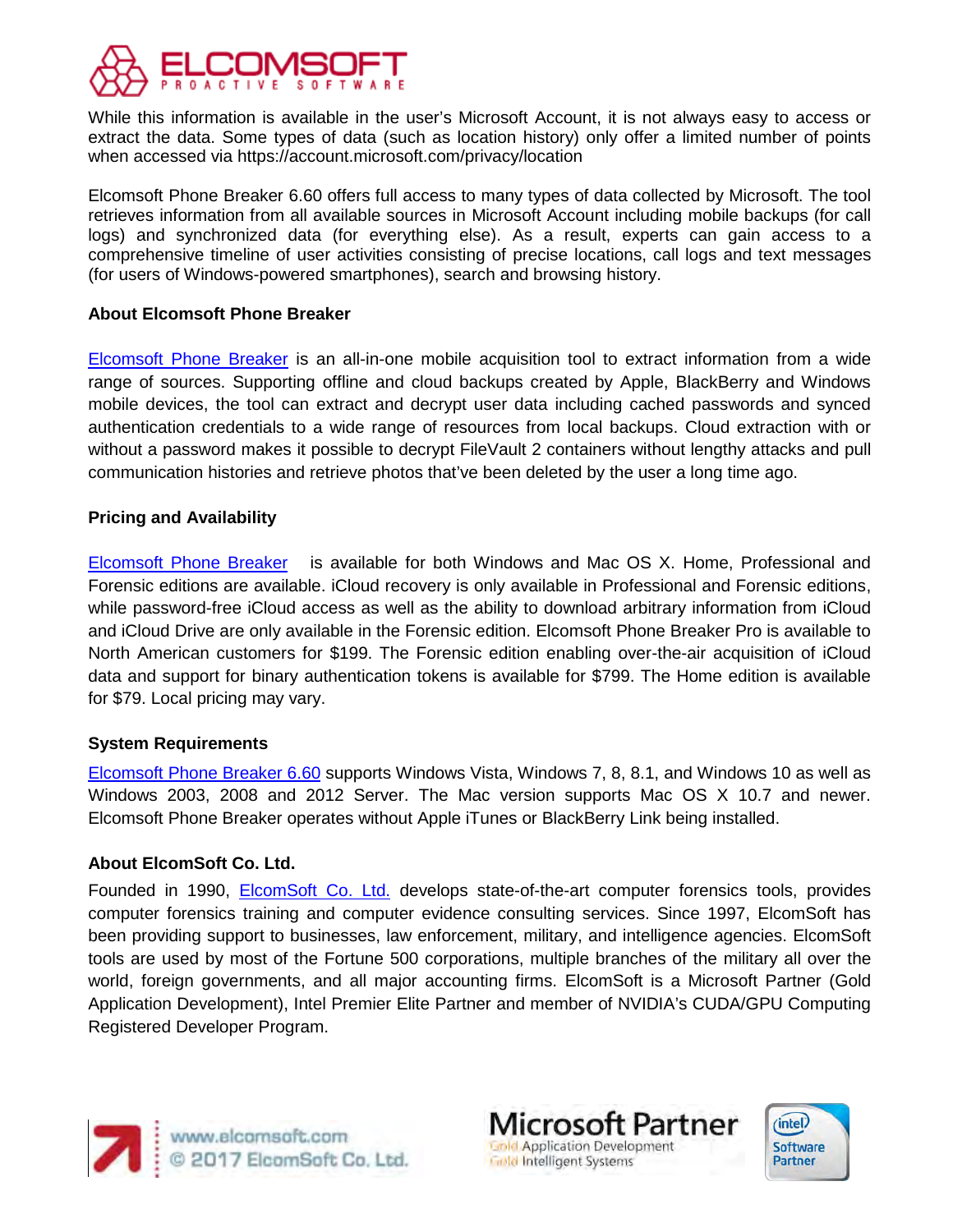While this information is available in the user's Microsoft Account, it is not always easy to access or extract the data. Some types of data (such as location history) only offer a limited number of points when accessed via https://account.microsoft.com/privacy/location

Elcomsoft Phone Breaker 6.60 offers full access to many types of data collected by Microsoft. The tool retrieves information from all available sources in Microsoft Account including mobile backups (for call logs) and synchronized data (for everything else). As a result, experts can gain access to a comprehensive timeline of user activities consisting of precise locations, call logs and text messages (for users of Windows-powered smartphones), search and browsing history.

**About Elcomsoft Phone Breaker**

Elcomsoft Phone Breaker is an all-in-one mobile acquisition tool to extract information from a wide range of sources. Supporting offline and cloud backups created by Apple, BlackBerry and Windows mobile devices, the tool can extract and decrypt user data including cached passwords and synced authentication credentials to a wide range of resources from local backups. Cloud extraction with or without a password makes it possible to decrypt FileVault 2 containers without lengthy attacks and pull communication histories and retrieve photos that've been deleted by the user a long time ago.

**Pricing and Availability**

Elcomsoft Phone Breaker is available for both Windows and Mac OS X. Home, Professional and Forensic editions are available. iCloud recovery is only available in Professional and Forensic editions, while password-free iCloud access as well as the ability to download arbitrary information from iCloud and iCloud Drive are only available in the Forensic edition. Elcomsoft Phone Breaker Pro is available to North American customers for $199. The Forensic edition enabling over-the-air acquisition of iCloud data and support for binary authentication tokens is available for $799. The Home edition is available for $79. Local pricing may vary.

**System Requirements**

Elcomsoft Phone Breaker 6.60 supports Windows Vista, Windows 7, 8, 8.1, and Windows 10 as well as Windows 2003, 2008 and 2012 Server. The Mac version supports Mac OS X 10.7 and newer. Elcomsoft Phone Breaker operates without Apple iTunes or BlackBerry Link being installed.

**About ElcomSoft Co. Ltd.**

Founded in 1990, ElcomSoft Co. Ltd. develops state-of-the-art computer forensics tools, provides computer forensics training and computer evidence consulting services. Since 1997, ElcomSoft has been providing support to businesses, law enforcement, military, and intelligence agencies. ElcomSoft tools are used by most of the Fortune 500 corporations, multiple branches of the military all over the world, foreign governments, and all major accounting firms. ElcomSoft is a Microsoft Partner (Gold Application Development), Intel Premier Elite Partner and member of NVIDIA's CUDA/GPU Computing Registered Developer Program.